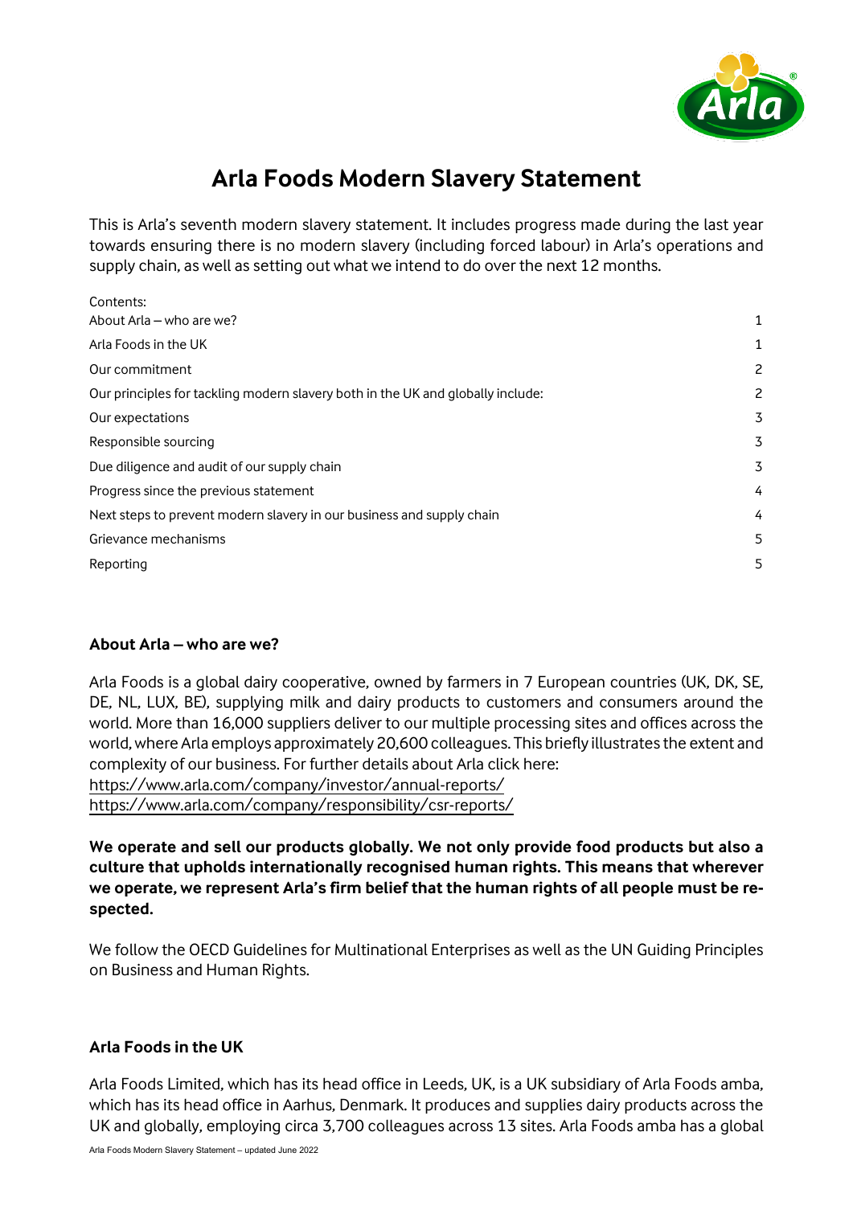# Arla Foods Modern Slavery Statement

This is Arla's seventh modern slavery statement. It includes progress made during the last year towards ensuring there is no modern slavery (including forced labour) in Arla's operations and supply chain, as well as setting out what we intend to do over the next 12 months.

Contents:

| | |
|---|---|
| About Arla – who are we? | 1 |
| Arla Foods in the UK | 1 |
| Our commitment | 2 |
| Our principles for tackling modern slavery both in the UK and globally include: | 2 |
| Our expectations | 3 |
| Responsible sourcing | 3 |
| Due diligence and audit of our supply chain | 3 |
| Progress since the previous statement | 4 |
| Next steps to prevent modern slavery in our business and supply chain | 4 |
| Grievance mechanisms | 5 |
| Reporting | 5 |

## About Arla – who are we?

Arla Foods is a global dairy cooperative, owned by farmers in 7 European countries (UK, DK, SE, DE, NL, LUX, BE), supplying milk and dairy products to customers and consumers around the world. More than 16,000 suppliers deliver to our multiple processing sites and offices across the world, where Arla employs approximately 20,600 colleagues. This briefly illustrates the extent and complexity of our business. For further details about Arla click here:
https://www.arla.com/company/investor/annual-reports/
https://www.arla.com/company/responsibility/csr-reports/

**We operate and sell our products globally. We not only provide food products but also a culture that upholds internationally recognised human rights. This means that wherever we operate, we represent Arla's firm belief that the human rights of all people must be respected.**

We follow the OECD Guidelines for Multinational Enterprises as well as the UN Guiding Principles on Business and Human Rights.

## Arla Foods in the UK

Arla Foods Limited, which has its head office in Leeds, UK, is a UK subsidiary of Arla Foods amba, which has its head office in Aarhus, Denmark. It produces and supplies dairy products across the UK and globally, employing circa 3,700 colleagues across 13 sites. Arla Foods amba has a global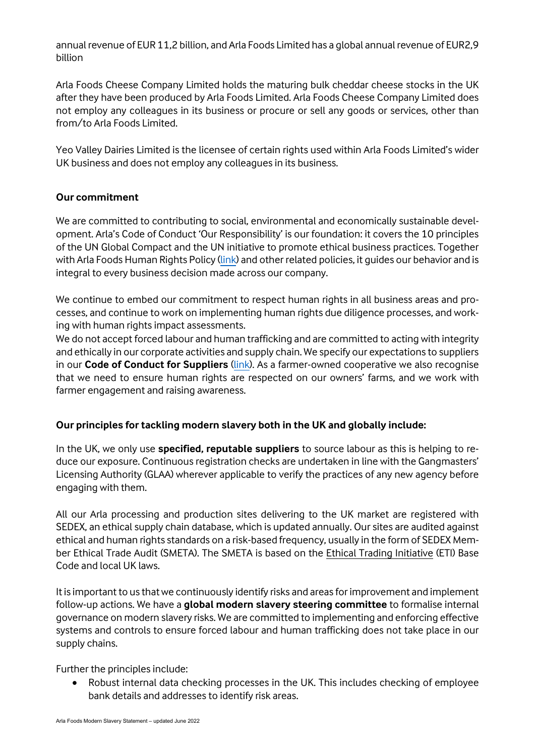annual revenue of EUR 11,2 billion, and Arla Foods Limited has a global annual revenue of EUR2,9 billion

Arla Foods Cheese Company Limited holds the maturing bulk cheddar cheese stocks in the UK after they have been produced by Arla Foods Limited. Arla Foods Cheese Company Limited does not employ any colleagues in its business or procure or sell any goods or services, other than from/to Arla Foods Limited.

Yeo Valley Dairies Limited is the licensee of certain rights used within Arla Foods Limited's wider UK business and does not employ any colleagues in its business.

**Our commitment**

We are committed to contributing to social, environmental and economically sustainable development. Arla's Code of Conduct 'Our Responsibility' is our foundation: it covers the 10 principles of the UN Global Compact and the UN initiative to promote ethical business practices. Together with Arla Foods Human Rights Policy (link) and other related policies, it guides our behavior and is integral to every business decision made across our company.

We continue to embed our commitment to respect human rights in all business areas and processes, and continue to work on implementing human rights due diligence processes, and working with human rights impact assessments.
We do not accept forced labour and human trafficking and are committed to acting with integrity and ethically in our corporate activities and supply chain. We specify our expectations to suppliers in our **Code of Conduct for Suppliers** (link). As a farmer-owned cooperative we also recognise that we need to ensure human rights are respected on our owners' farms, and we work with farmer engagement and raising awareness.

**Our principles for tackling modern slavery both in the UK and globally include:**

In the UK, we only use **specified, reputable suppliers** to source labour as this is helping to reduce our exposure. Continuous registration checks are undertaken in line with the Gangmasters' Licensing Authority (GLAA) wherever applicable to verify the practices of any new agency before engaging with them.

All our Arla processing and production sites delivering to the UK market are registered with SEDEX, an ethical supply chain database, which is updated annually. Our sites are audited against ethical and human rights standards on a risk-based frequency, usually in the form of SEDEX Member Ethical Trade Audit (SMETA). The SMETA is based on the Ethical Trading Initiative (ETI) Base Code and local UK laws.

It is important to us that we continuously identify risks and areas for improvement and implement follow-up actions. We have a **global modern slavery steering committee** to formalise internal governance on modern slavery risks. We are committed to implementing and enforcing effective systems and controls to ensure forced labour and human trafficking does not take place in our supply chains.

Further the principles include:

- Robust internal data checking processes in the UK. This includes checking of employee bank details and addresses to identify risk areas.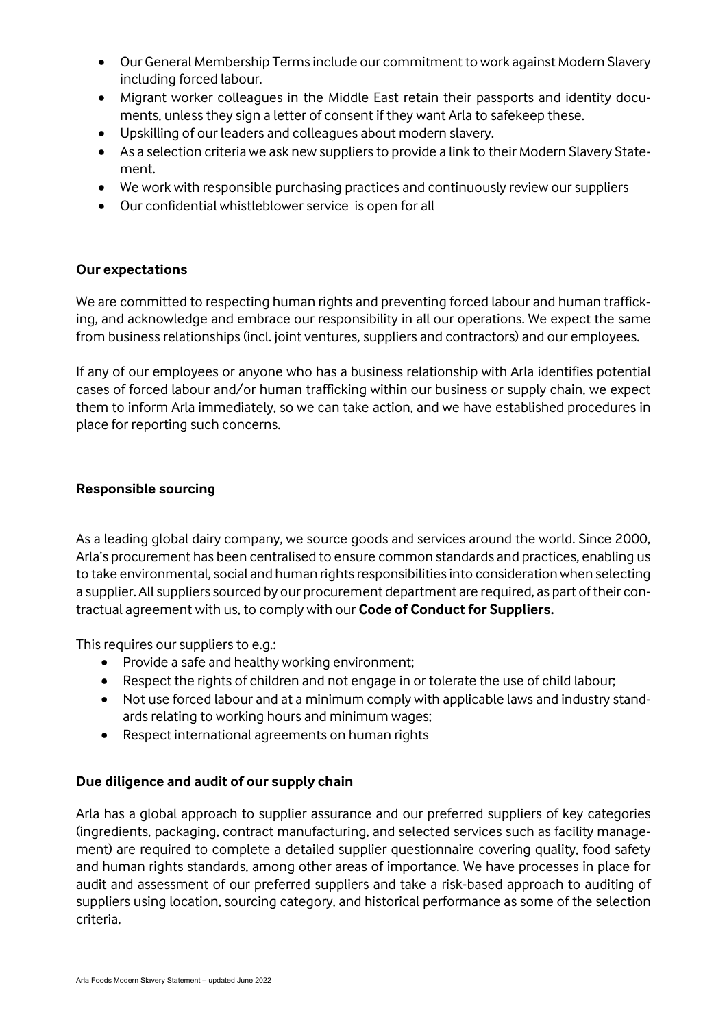- Our General Membership Terms include our commitment to work against Modern Slavery including forced labour.
- Migrant worker colleagues in the Middle East retain their passports and identity documents, unless they sign a letter of consent if they want Arla to safekeep these.
- Upskilling of our leaders and colleagues about modern slavery.
- As a selection criteria we ask new suppliers to provide a link to their Modern Slavery Statement.
- We work with responsible purchasing practices and continuously review our suppliers
- Our confidential whistleblower service is open for all

**Our expectations**

We are committed to respecting human rights and preventing forced labour and human trafficking, and acknowledge and embrace our responsibility in all our operations. We expect the same from business relationships (incl. joint ventures, suppliers and contractors) and our employees.

If any of our employees or anyone who has a business relationship with Arla identifies potential cases of forced labour and/or human trafficking within our business or supply chain, we expect them to inform Arla immediately, so we can take action, and we have established procedures in place for reporting such concerns.

**Responsible sourcing**

As a leading global dairy company, we source goods and services around the world. Since 2000, Arla's procurement has been centralised to ensure common standards and practices, enabling us to take environmental, social and human rights responsibilities into consideration when selecting a supplier. All suppliers sourced by our procurement department are required, as part of their contractual agreement with us, to comply with our **Code of Conduct for Suppliers.**

This requires our suppliers to e.g.:

- Provide a safe and healthy working environment;
- Respect the rights of children and not engage in or tolerate the use of child labour;
- Not use forced labour and at a minimum comply with applicable laws and industry standards relating to working hours and minimum wages;
- Respect international agreements on human rights

**Due diligence and audit of our supply chain**

Arla has a global approach to supplier assurance and our preferred suppliers of key categories (ingredients, packaging, contract manufacturing, and selected services such as facility management) are required to complete a detailed supplier questionnaire covering quality, food safety and human rights standards, among other areas of importance. We have processes in place for audit and assessment of our preferred suppliers and take a risk-based approach to auditing of suppliers using location, sourcing category, and historical performance as some of the selection criteria.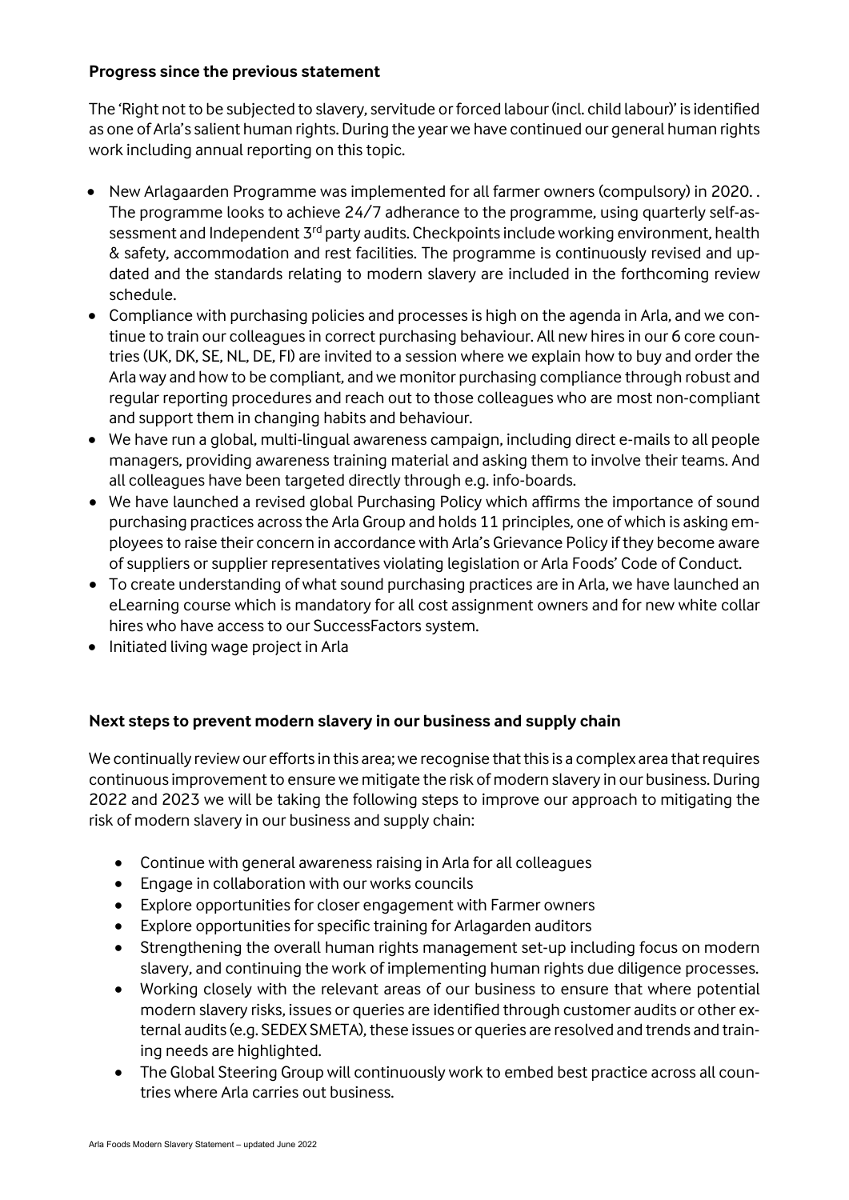**Progress since the previous statement**

The 'Right not to be subjected to slavery, servitude or forced labour (incl. child labour)' is identified as one of Arla's salient human rights. During the year we have continued our general human rights work including annual reporting on this topic.

- New Arlagaarden Programme was implemented for all farmer owners (compulsory) in 2020. . The programme looks to achieve 24/7 adherance to the programme, using quarterly self-assessment and Independent 3rd party audits. Checkpoints include working environment, health & safety, accommodation and rest facilities. The programme is continuously revised and updated and the standards relating to modern slavery are included in the forthcoming review schedule.
- Compliance with purchasing policies and processes is high on the agenda in Arla, and we continue to train our colleagues in correct purchasing behaviour. All new hires in our 6 core countries (UK, DK, SE, NL, DE, FI) are invited to a session where we explain how to buy and order the Arla way and how to be compliant, and we monitor purchasing compliance through robust and regular reporting procedures and reach out to those colleagues who are most non-compliant and support them in changing habits and behaviour.
- We have run a global, multi-lingual awareness campaign, including direct e-mails to all people managers, providing awareness training material and asking them to involve their teams. And all colleagues have been targeted directly through e.g. info-boards.
- We have launched a revised global Purchasing Policy which affirms the importance of sound purchasing practices across the Arla Group and holds 11 principles, one of which is asking employees to raise their concern in accordance with Arla's Grievance Policy if they become aware of suppliers or supplier representatives violating legislation or Arla Foods' Code of Conduct.
- To create understanding of what sound purchasing practices are in Arla, we have launched an eLearning course which is mandatory for all cost assignment owners and for new white collar hires who have access to our SuccessFactors system.
- Initiated living wage project in Arla

**Next steps to prevent modern slavery in our business and supply chain**

We continually review our efforts in this area; we recognise that this is a complex area that requires continuous improvement to ensure we mitigate the risk of modern slavery in our business. During 2022 and 2023 we will be taking the following steps to improve our approach to mitigating the risk of modern slavery in our business and supply chain:

- Continue with general awareness raising in Arla for all colleagues
- Engage in collaboration with our works councils
- Explore opportunities for closer engagement with Farmer owners
- Explore opportunities for specific training for Arlagarden auditors
- Strengthening the overall human rights management set-up including focus on modern slavery, and continuing the work of implementing human rights due diligence processes.
- Working closely with the relevant areas of our business to ensure that where potential modern slavery risks, issues or queries are identified through customer audits or other external audits (e.g. SEDEX SMETA), these issues or queries are resolved and trends and training needs are highlighted.
- The Global Steering Group will continuously work to embed best practice across all countries where Arla carries out business.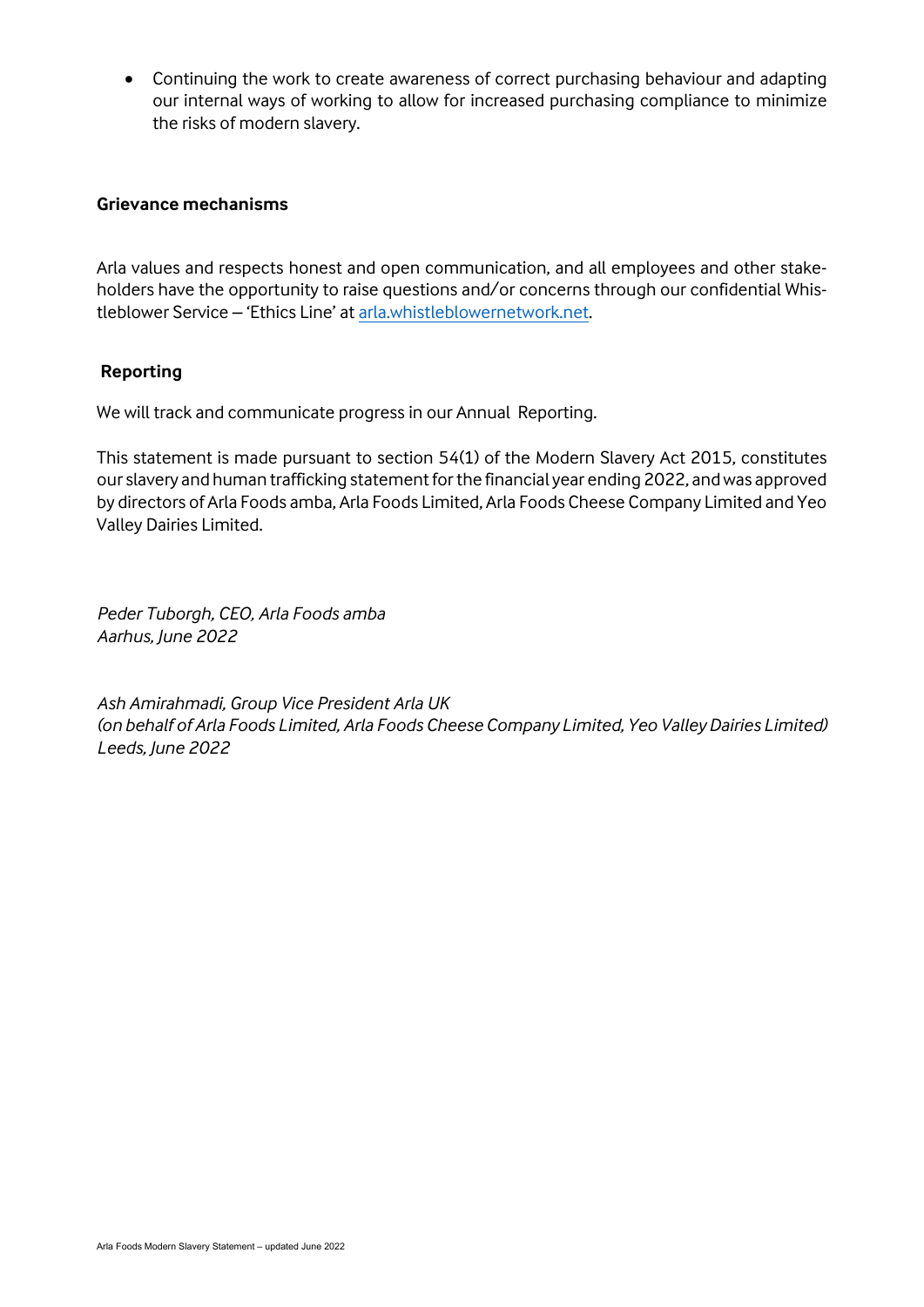- Continuing the work to create awareness of correct purchasing behaviour and adapting our internal ways of working to allow for increased purchasing compliance to minimize the risks of modern slavery.

**Grievance mechanisms**

Arla values and respects honest and open communication, and all employees and other stakeholders have the opportunity to raise questions and/or concerns through our confidential Whistleblower Service – 'Ethics Line' at arla.whistleblowernetwork.net.

**Reporting**

We will track and communicate progress in our Annual Reporting.

This statement is made pursuant to section 54(1) of the Modern Slavery Act 2015, constitutes our slavery and human trafficking statement for the financial year ending 2022, and was approved by directors of Arla Foods amba, Arla Foods Limited, Arla Foods Cheese Company Limited and Yeo Valley Dairies Limited.

*Peder Tuborgh, CEO, Arla Foods amba*
*Aarhus, June 2022*

*Ash Amirahmadi, Group Vice President Arla UK*
*(on behalf of Arla Foods Limited, Arla Foods Cheese Company Limited, Yeo Valley Dairies Limited)*
*Leeds, June 2022*